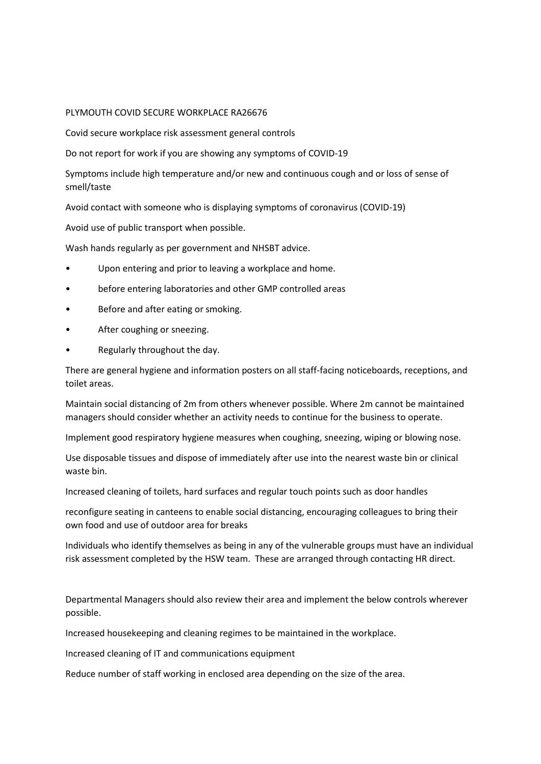PLYMOUTH COVID SECURE WORKPLACE RA26676

Covid secure workplace risk assessment general controls

Do not report for work if you are showing any symptoms of COVID-19

Symptoms include high temperature and/or new and continuous cough and or loss of sense of smell/taste

Avoid contact with someone who is displaying symptoms of coronavirus (COVID-19)

Avoid use of public transport when possible.

Wash hands regularly as per government and NHSBT advice.

- Upon entering and prior to leaving a workplace and home.
- before entering laboratories and other GMP controlled areas
- Before and after eating or smoking.
- After coughing or sneezing.
- Regularly throughout the day.

There are general hygiene and information posters on all staff-facing noticeboards, receptions, and toilet areas.

Maintain social distancing of 2m from others whenever possible. Where 2m cannot be maintained managers should consider whether an activity needs to continue for the business to operate.

Implement good respiratory hygiene measures when coughing, sneezing, wiping or blowing nose.

Use disposable tissues and dispose of immediately after use into the nearest waste bin or clinical waste bin.

Increased cleaning of toilets, hard surfaces and regular touch points such as door handles

reconfigure seating in canteens to enable social distancing, encouraging colleagues to bring their own food and use of outdoor area for breaks

Individuals who identify themselves as being in any of the vulnerable groups must have an individual risk assessment completed by the HSW team. These are arranged through contacting HR direct.

Departmental Managers should also review their area and implement the below controls wherever possible.

Increased housekeeping and cleaning regimes to be maintained in the workplace.

Increased cleaning of IT and communications equipment

Reduce number of staff working in enclosed area depending on the size of the area.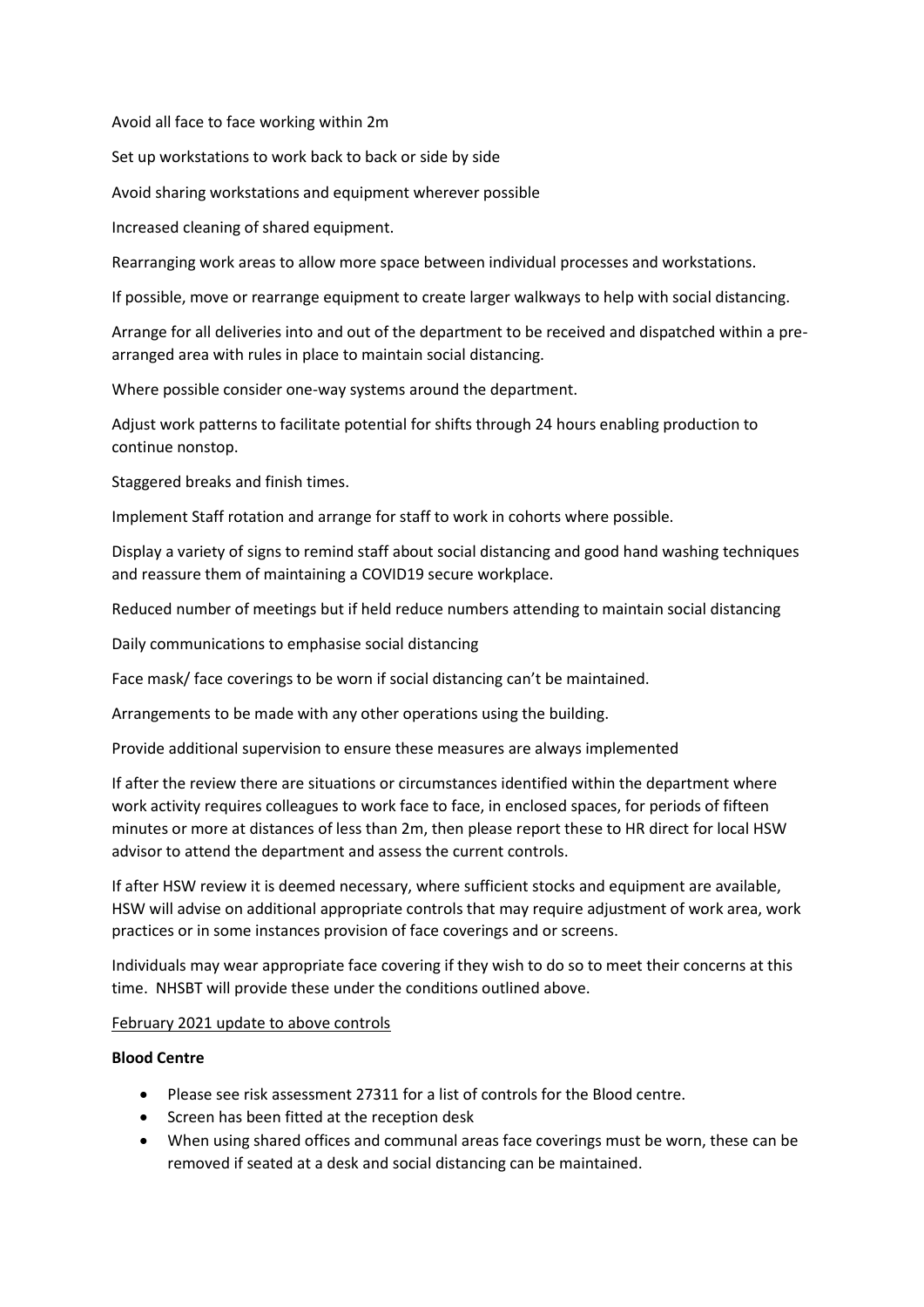Avoid all face to face working within 2m

Set up workstations to work back to back or side by side

Avoid sharing workstations and equipment wherever possible

Increased cleaning of shared equipment.

Rearranging work areas to allow more space between individual processes and workstations.

If possible, move or rearrange equipment to create larger walkways to help with social distancing.

Arrange for all deliveries into and out of the department to be received and dispatched within a pre-arranged area with rules in place to maintain social distancing.

Where possible consider one-way systems around the department.

Adjust work patterns to facilitate potential for shifts through 24 hours enabling production to continue nonstop.

Staggered breaks and finish times.

Implement Staff rotation and arrange for staff to work in cohorts where possible.

Display a variety of signs to remind staff about social distancing and good hand washing techniques and reassure them of maintaining a COVID19 secure workplace.

Reduced number of meetings but if held reduce numbers attending to maintain social distancing

Daily communications to emphasise social distancing

Face mask/ face coverings to be worn if social distancing can't be maintained.

Arrangements to be made with any other operations using the building.

Provide additional supervision to ensure these measures are always implemented

If after the review there are situations or circumstances identified within the department where work activity requires colleagues to work face to face, in enclosed spaces, for periods of fifteen minutes or more at distances of less than 2m, then please report these to HR direct for local HSW advisor to attend the department and assess the current controls.

If after HSW review it is deemed necessary, where sufficient stocks and equipment are available, HSW will advise on additional appropriate controls that may require adjustment of work area, work practices or in some instances provision of face coverings and or screens.

Individuals may wear appropriate face covering if they wish to do so to meet their concerns at this time. NHSBT will provide these under the conditions outlined above.

<u>February 2021 update to above controls</u>

**Blood Centre**

- Please see risk assessment 27311 for a list of controls for the Blood centre.
- Screen has been fitted at the reception desk
- When using shared offices and communal areas face coverings must be worn, these can be removed if seated at a desk and social distancing can be maintained.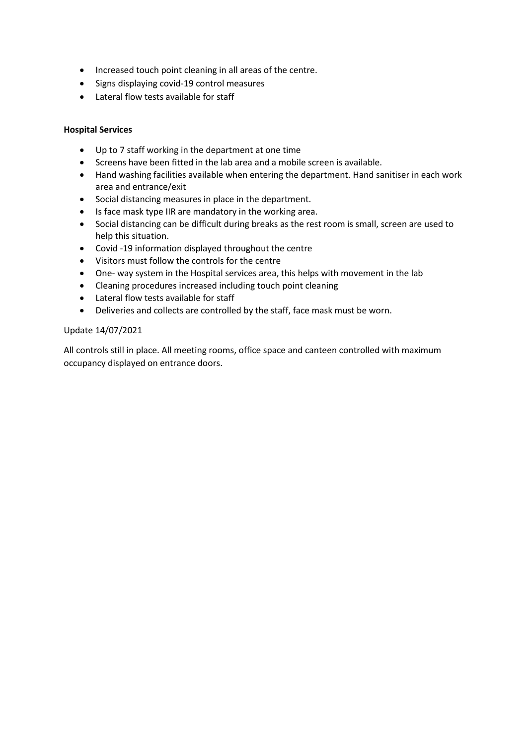- Increased touch point cleaning in all areas of the centre.
- Signs displaying covid-19 control measures
- Lateral flow tests available for staff

**Hospital Services**

- Up to 7 staff working in the department at one time
- Screens have been fitted in the lab area and a mobile screen is available.
- Hand washing facilities available when entering the department. Hand sanitiser in each work area and entrance/exit
- Social distancing measures in place in the department.
- Is face mask type IIR are mandatory in the working area.
- Social distancing can be difficult during breaks as the rest room is small, screen are used to help this situation.
- Covid -19 information displayed throughout the centre
- Visitors must follow the controls for the centre
- One- way system in the Hospital services area, this helps with movement in the lab
- Cleaning procedures increased including touch point cleaning
- Lateral flow tests available for staff
- Deliveries and collects are controlled by the staff, face mask must be worn.

Update 14/07/2021

All controls still in place. All meeting rooms, office space and canteen controlled with maximum occupancy displayed on entrance doors.